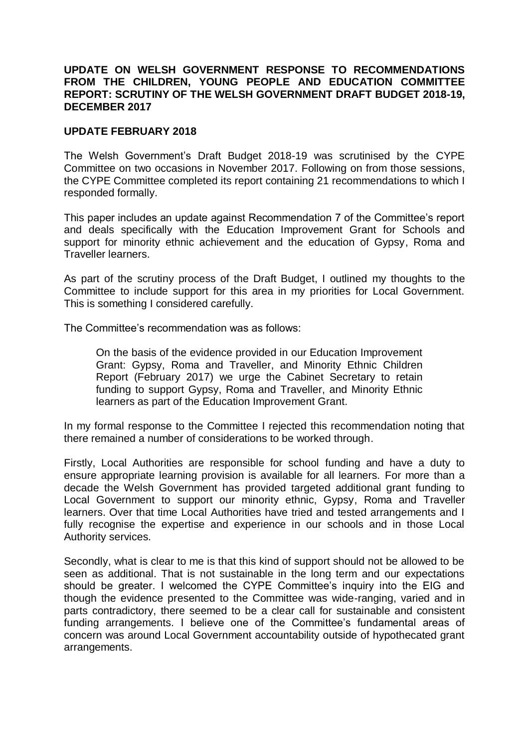**UPDATE ON WELSH GOVERNMENT RESPONSE TO RECOMMENDATIONS FROM THE CHILDREN, YOUNG PEOPLE AND EDUCATION COMMITTEE REPORT: SCRUTINY OF THE WELSH GOVERNMENT DRAFT BUDGET 2018-19, DECEMBER 2017**

**UPDATE FEBRUARY 2018**

The Welsh Government's Draft Budget 2018-19 was scrutinised by the CYPE Committee on two occasions in November 2017. Following on from those sessions, the CYPE Committee completed its report containing 21 recommendations to which I responded formally.

This paper includes an update against Recommendation 7 of the Committee's report and deals specifically with the Education Improvement Grant for Schools and support for minority ethnic achievement and the education of Gypsy, Roma and Traveller learners.

As part of the scrutiny process of the Draft Budget, I outlined my thoughts to the Committee to include support for this area in my priorities for Local Government. This is something I considered carefully.

The Committee's recommendation was as follows:

> On the basis of the evidence provided in our Education Improvement Grant: Gypsy, Roma and Traveller, and Minority Ethnic Children Report (February 2017) we urge the Cabinet Secretary to retain funding to support Gypsy, Roma and Traveller, and Minority Ethnic learners as part of the Education Improvement Grant.

In my formal response to the Committee I rejected this recommendation noting that there remained a number of considerations to be worked through.

Firstly, Local Authorities are responsible for school funding and have a duty to ensure appropriate learning provision is available for all learners. For more than a decade the Welsh Government has provided targeted additional grant funding to Local Government to support our minority ethnic, Gypsy, Roma and Traveller learners. Over that time Local Authorities have tried and tested arrangements and I fully recognise the expertise and experience in our schools and in those Local Authority services.

Secondly, what is clear to me is that this kind of support should not be allowed to be seen as additional. That is not sustainable in the long term and our expectations should be greater. I welcomed the CYPE Committee's inquiry into the EIG and though the evidence presented to the Committee was wide-ranging, varied and in parts contradictory, there seemed to be a clear call for sustainable and consistent funding arrangements. I believe one of the Committee's fundamental areas of concern was around Local Government accountability outside of hypothecated grant arrangements.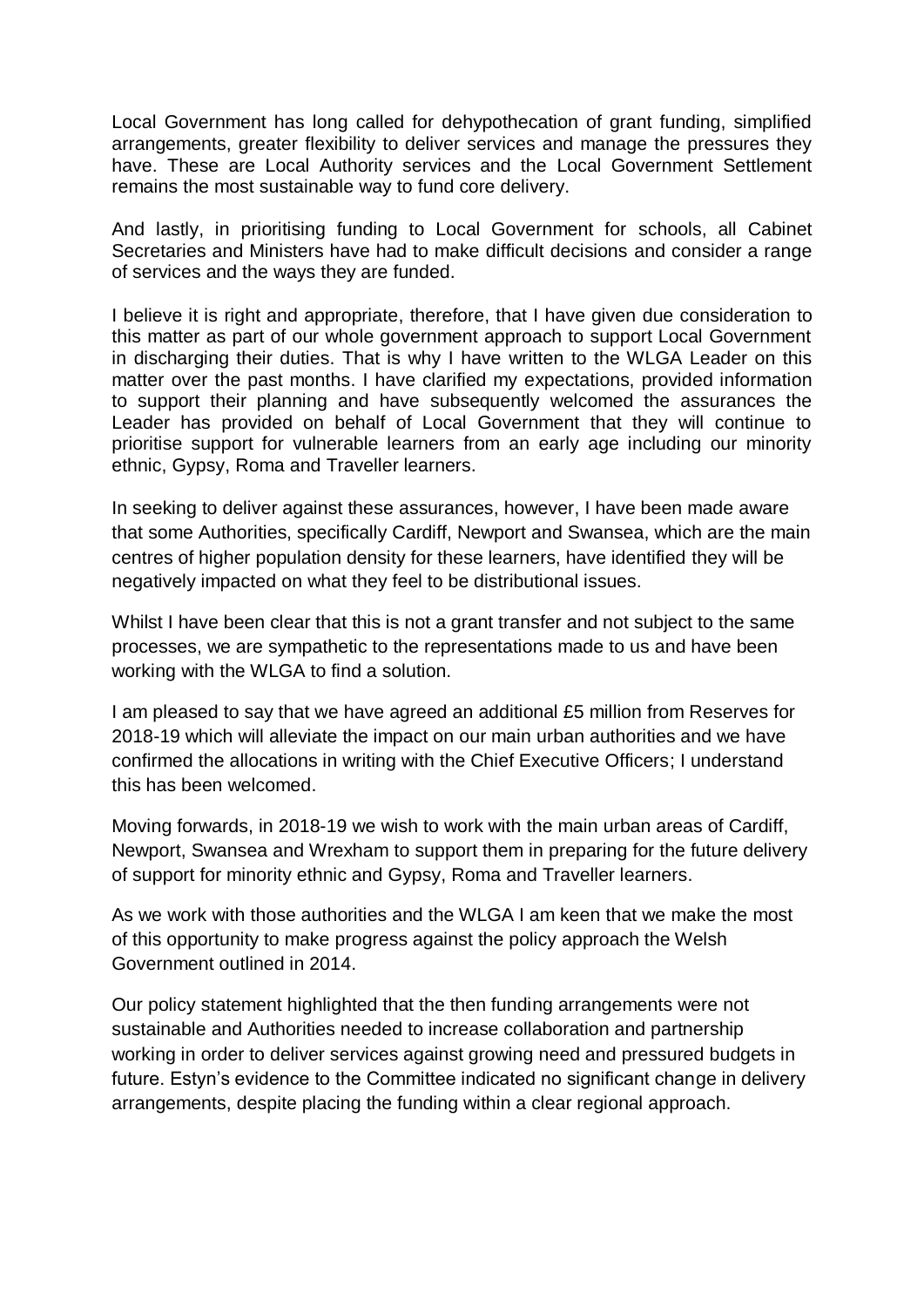Local Government has long called for dehypothecation of grant funding, simplified arrangements, greater flexibility to deliver services and manage the pressures they have. These are Local Authority services and the Local Government Settlement remains the most sustainable way to fund core delivery.

And lastly, in prioritising funding to Local Government for schools, all Cabinet Secretaries and Ministers have had to make difficult decisions and consider a range of services and the ways they are funded.

I believe it is right and appropriate, therefore, that I have given due consideration to this matter as part of our whole government approach to support Local Government in discharging their duties. That is why I have written to the WLGA Leader on this matter over the past months. I have clarified my expectations, provided information to support their planning and have subsequently welcomed the assurances the Leader has provided on behalf of Local Government that they will continue to prioritise support for vulnerable learners from an early age including our minority ethnic, Gypsy, Roma and Traveller learners.

In seeking to deliver against these assurances, however, I have been made aware that some Authorities, specifically Cardiff, Newport and Swansea, which are the main centres of higher population density for these learners, have identified they will be negatively impacted on what they feel to be distributional issues.

Whilst I have been clear that this is not a grant transfer and not subject to the same processes, we are sympathetic to the representations made to us and have been working with the WLGA to find a solution.

I am pleased to say that we have agreed an additional £5 million from Reserves for 2018-19 which will alleviate the impact on our main urban authorities and we have confirmed the allocations in writing with the Chief Executive Officers; I understand this has been welcomed.

Moving forwards, in 2018-19 we wish to work with the main urban areas of Cardiff, Newport, Swansea and Wrexham to support them in preparing for the future delivery of support for minority ethnic and Gypsy, Roma and Traveller learners.

As we work with those authorities and the WLGA I am keen that we make the most of this opportunity to make progress against the policy approach the Welsh Government outlined in 2014.

Our policy statement highlighted that the then funding arrangements were not sustainable and Authorities needed to increase collaboration and partnership working in order to deliver services against growing need and pressured budgets in future. Estyn's evidence to the Committee indicated no significant change in delivery arrangements, despite placing the funding within a clear regional approach.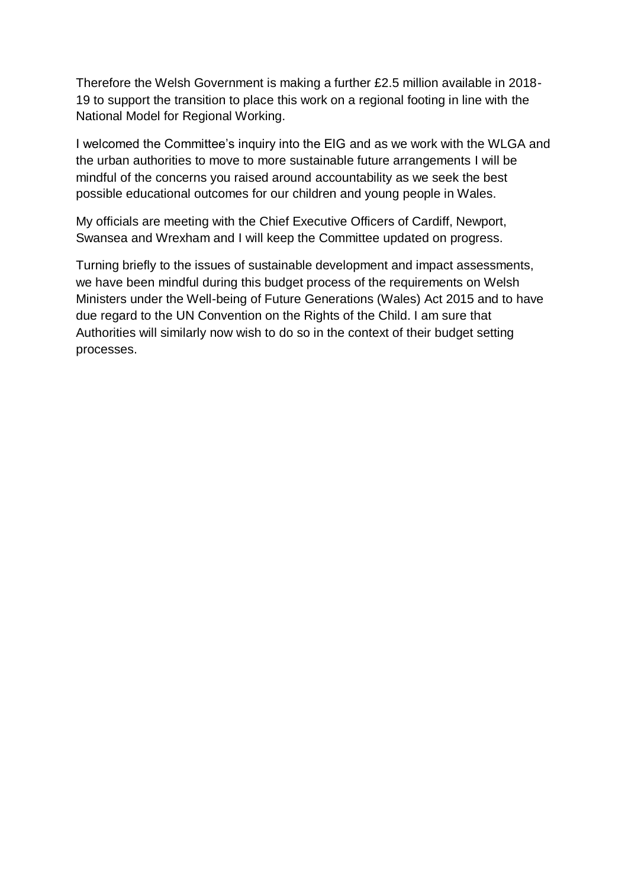Therefore the Welsh Government is making a further £2.5 million available in 2018-19 to support the transition to place this work on a regional footing in line with the National Model for Regional Working.

I welcomed the Committee's inquiry into the EIG and as we work with the WLGA and the urban authorities to move to more sustainable future arrangements I will be mindful of the concerns you raised around accountability as we seek the best possible educational outcomes for our children and young people in Wales.

My officials are meeting with the Chief Executive Officers of Cardiff, Newport, Swansea and Wrexham and I will keep the Committee updated on progress.

Turning briefly to the issues of sustainable development and impact assessments, we have been mindful during this budget process of the requirements on Welsh Ministers under the Well-being of Future Generations (Wales) Act 2015 and to have due regard to the UN Convention on the Rights of the Child. I am sure that Authorities will similarly now wish to do so in the context of their budget setting processes.